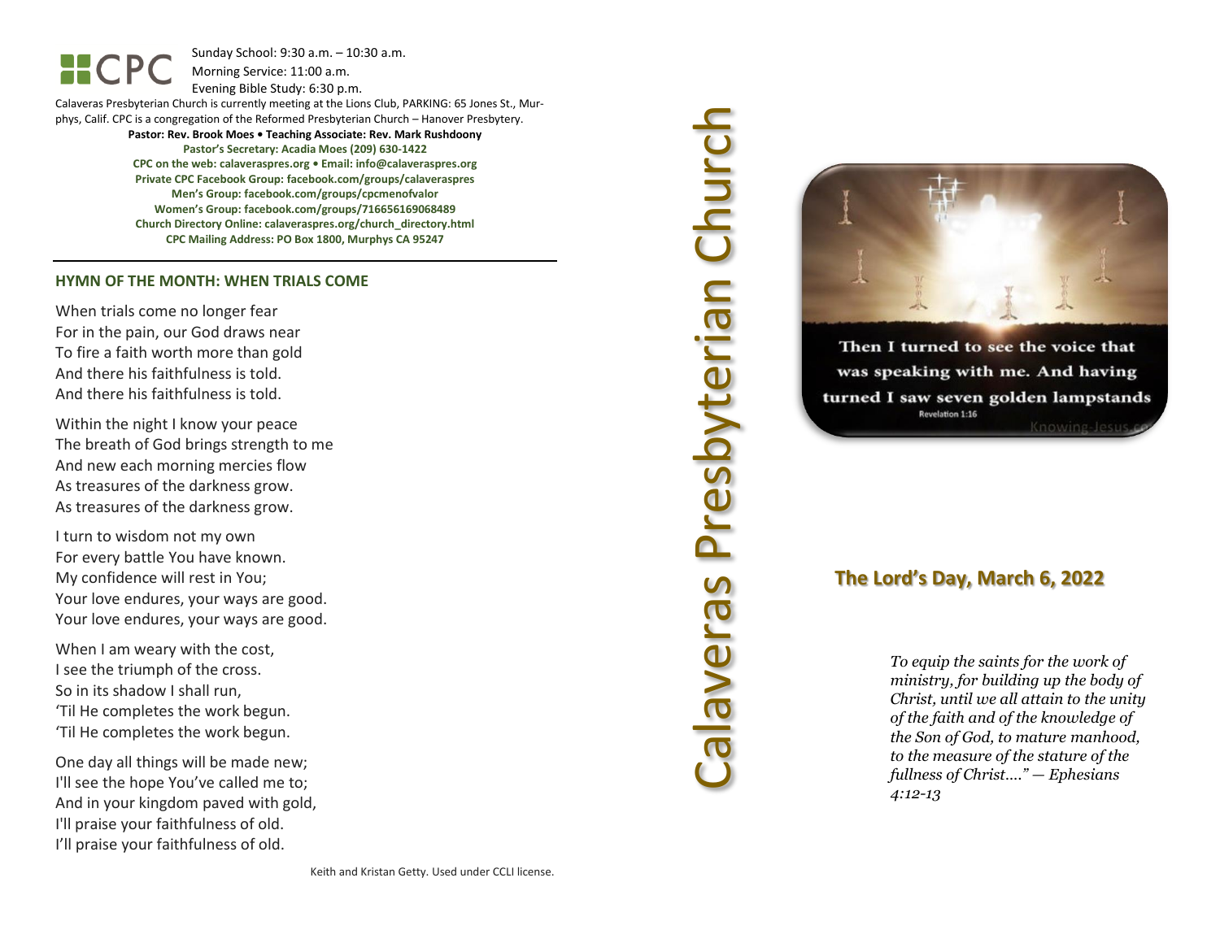CPC

Sunday School: 9:30 a.m. – 10:30 a.m.
Morning Service: 11:00 a.m.
Evening Bible Study: 6:30 p.m.

Calaveras Presbyterian Church is currently meeting at the Lions Club, PARKING: 65 Jones St., Murphys, Calif. CPC is a congregation of the Reformed Presbyterian Church – Hanover Presbytery.

**Pastor: Rev. Brook Moes • Teaching Associate: Rev. Mark Rushdoony**

**Pastor's Secretary: Acadia Moes (209) 630-1422**
**CPC on the web: calaveraspres.org • Email: info@calaveraspres.org**
**Private CPC Facebook Group: facebook.com/groups/calaveraspres**
**Men's Group: facebook.com/groups/cpcmenofvalor**
**Women's Group: facebook.com/groups/716656169068489**
**Church Directory Online: calaveraspres.org/church_directory.html**
**CPC Mailing Address: PO Box 1800, Murphys CA 95247**

## HYMN OF THE MONTH: WHEN TRIALS COME

When trials come no longer fear
For in the pain, our God draws near
To fire a faith worth more than gold
And there his faithfulness is told.
And there his faithfulness is told.

Within the night I know your peace
The breath of God brings strength to me
And new each morning mercies flow
As treasures of the darkness grow.
As treasures of the darkness grow.

I turn to wisdom not my own
For every battle You have known.
My confidence will rest in You;
Your love endures, your ways are good.
Your love endures, your ways are good.

When I am weary with the cost,
I see the triumph of the cross.
So in its shadow I shall run,
'Til He completes the work begun.
'Til He completes the work begun.

One day all things will be made new;
I'll see the hope You've called me to;
And in your kingdom paved with gold,
I'll praise your faithfulness of old.
I'll praise your faithfulness of old.

Keith and Kristan Getty. Used under CCLI license.

# Calaveras Presbyterian Church

Then I turned to see the voice that was speaking with me. And having turned I saw seven golden lampstands
Revelation 1:16

## The Lord's Day, March 6, 2022

*To equip the saints for the work of ministry, for building up the body of Christ, until we all attain to the unity of the faith and of the knowledge of the Son of God, to mature manhood, to the measure of the stature of the fullness of Christ…." — Ephesians 4:12-13*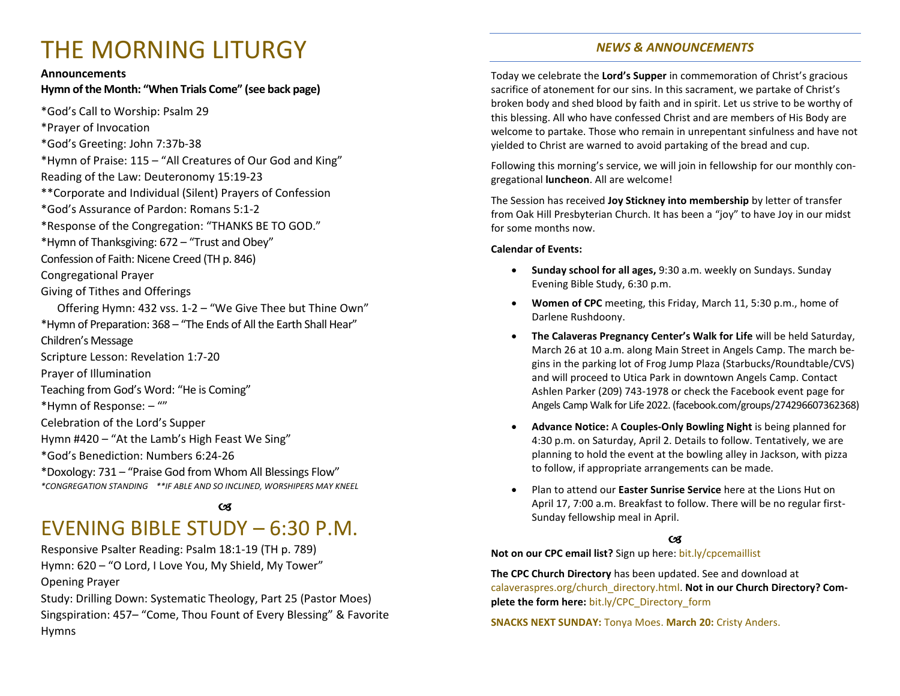# THE MORNING LITURGY

**Announcements**
**Hymn of the Month: "When Trials Come" (see back page)**

*God's Call to Worship: Psalm 29
*Prayer of Invocation
*God's Greeting: John 7:37b-38
*Hymn of Praise: 115 – "All Creatures of Our God and King"
Reading of the Law: Deuteronomy 15:19-23
**Corporate and Individual (Silent) Prayers of Confession
*God's Assurance of Pardon: Romans 5:1-2
*Response of the Congregation: "THANKS BE TO GOD."
*Hymn of Thanksgiving: 672 – "Trust and Obey"
Confession of Faith: Nicene Creed (TH p. 846)
Congregational Prayer
Giving of Tithes and Offerings
Offering Hymn: 432 vss. 1-2 – "We Give Thee but Thine Own"
*Hymn of Preparation: 368 – "The Ends of All the Earth Shall Hear"
Children's Message
Scripture Lesson: Revelation 1:7-20
Prayer of Illumination
Teaching from God's Word: "He is Coming"
*Hymn of Response: – ""
Celebration of the Lord's Supper
Hymn #420 – "At the Lamb's High Feast We Sing"
*God's Benediction: Numbers 6:24-26
*Doxology: 731 – "Praise God from Whom All Blessings Flow"
*\*CONGREGATION STANDING \*\*IF ABLE AND SO INCLINED, WORSHIPERS MAY KNEEL*

☙

# EVENING BIBLE STUDY – 6:30 P.M.

Responsive Psalter Reading: Psalm 18:1-19 (TH p. 789)
Hymn: 620 – "O Lord, I Love You, My Shield, My Tower"
Opening Prayer
Study: Drilling Down: Systematic Theology, Part 25 (Pastor Moes)
Singspiration: 457– "Come, Thou Fount of Every Blessing" & Favorite Hymns

## *NEWS & ANNOUNCEMENTS*

Today we celebrate the **Lord's Supper** in commemoration of Christ's gracious sacrifice of atonement for our sins. In this sacrament, we partake of Christ's broken body and shed blood by faith and in spirit. Let us strive to be worthy of this blessing. All who have confessed Christ and are members of His Body are welcome to partake. Those who remain in unrepentant sinfulness and have not yielded to Christ are warned to avoid partaking of the bread and cup.

Following this morning's service, we will join in fellowship for our monthly congregational **luncheon**. All are welcome!

The Session has received **Joy Stickney into membership** by letter of transfer from Oak Hill Presbyterian Church. It has been a "joy" to have Joy in our midst for some months now.

**Calendar of Events:**

- **Sunday school for all ages,** 9:30 a.m. weekly on Sundays. Sunday Evening Bible Study, 6:30 p.m.
- **Women of CPC** meeting, this Friday, March 11, 5:30 p.m., home of Darlene Rushdoony.
- **The Calaveras Pregnancy Center's Walk for Life** will be held Saturday, March 26 at 10 a.m. along Main Street in Angels Camp. The march begins in the parking lot of Frog Jump Plaza (Starbucks/Roundtable/CVS) and will proceed to Utica Park in downtown Angels Camp. Contact Ashlen Parker (209) 743-1978 or check the Facebook event page for Angels Camp Walk for Life 2022. (facebook.com/groups/274296607362368)
- **Advance Notice:** A **Couples-Only Bowling Night** is being planned for 4:30 p.m. on Saturday, April 2. Details to follow. Tentatively, we are planning to hold the event at the bowling alley in Jackson, with pizza to follow, if appropriate arrangements can be made.
- Plan to attend our **Easter Sunrise Service** here at the Lions Hut on April 17, 7:00 a.m. Breakfast to follow. There will be no regular first-Sunday fellowship meal in April.

☙

**Not on our CPC email list?** Sign up here: bit.ly/cpcemaillist

**The CPC Church Directory** has been updated. See and download at calaveraspres.org/church_directory.html. **Not in our Church Directory? Complete the form here:** bit.ly/CPC_Directory_form

**SNACKS NEXT SUNDAY:** Tonya Moes. **March 20:** Cristy Anders.